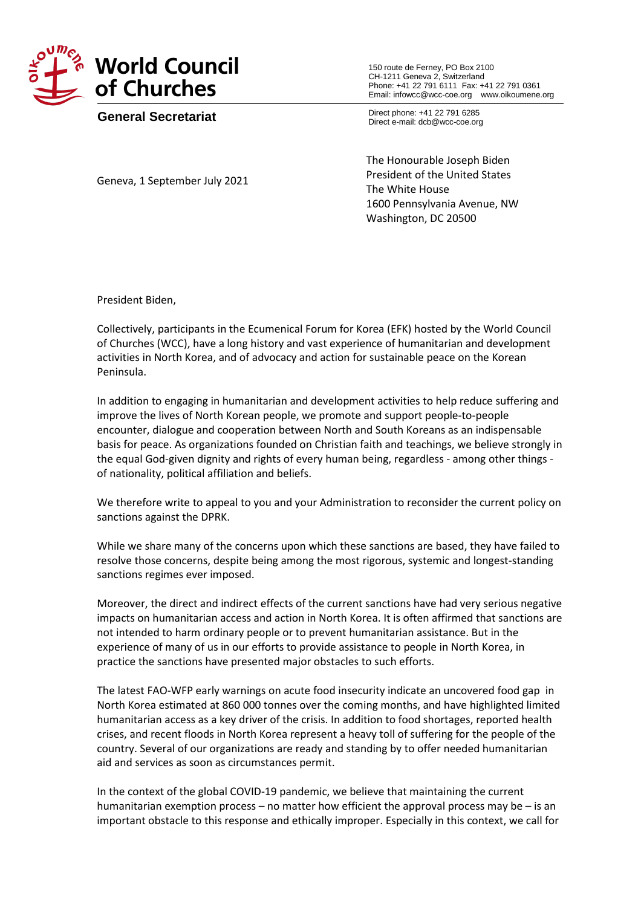# World Council of Churches

**General Secretariat**

150 route de Ferney, PO Box 2100
CH-1211 Geneva 2, Switzerland
Phone: +41 22 791 6111 Fax: +41 22 791 0361
Email: infowcc@wcc-coe.org www.oikoumene.org

Direct phone: +41 22 791 6285
Direct e-mail: dcb@wcc-coe.org

Geneva, 1 September July 2021

The Honourable Joseph Biden
President of the United States
The White House
1600 Pennsylvania Avenue, NW
Washington, DC 20500

President Biden,

Collectively, participants in the Ecumenical Forum for Korea (EFK) hosted by the World Council of Churches (WCC), have a long history and vast experience of humanitarian and development activities in North Korea, and of advocacy and action for sustainable peace on the Korean Peninsula.

In addition to engaging in humanitarian and development activities to help reduce suffering and improve the lives of North Korean people, we promote and support people-to-people encounter, dialogue and cooperation between North and South Koreans as an indispensable basis for peace. As organizations founded on Christian faith and teachings, we believe strongly in the equal God-given dignity and rights of every human being, regardless - among other things - of nationality, political affiliation and beliefs.

We therefore write to appeal to you and your Administration to reconsider the current policy on sanctions against the DPRK.

While we share many of the concerns upon which these sanctions are based, they have failed to resolve those concerns, despite being among the most rigorous, systemic and longest-standing sanctions regimes ever imposed.

Moreover, the direct and indirect effects of the current sanctions have had very serious negative impacts on humanitarian access and action in North Korea. It is often affirmed that sanctions are not intended to harm ordinary people or to prevent humanitarian assistance. But in the experience of many of us in our efforts to provide assistance to people in North Korea, in practice the sanctions have presented major obstacles to such efforts.

The latest FAO-WFP early warnings on acute food insecurity indicate an uncovered food gap in North Korea estimated at 860 000 tonnes over the coming months, and have highlighted limited humanitarian access as a key driver of the crisis. In addition to food shortages, reported health crises, and recent floods in North Korea represent a heavy toll of suffering for the people of the country. Several of our organizations are ready and standing by to offer needed humanitarian aid and services as soon as circumstances permit.

In the context of the global COVID-19 pandemic, we believe that maintaining the current humanitarian exemption process – no matter how efficient the approval process may be – is an important obstacle to this response and ethically improper. Especially in this context, we call for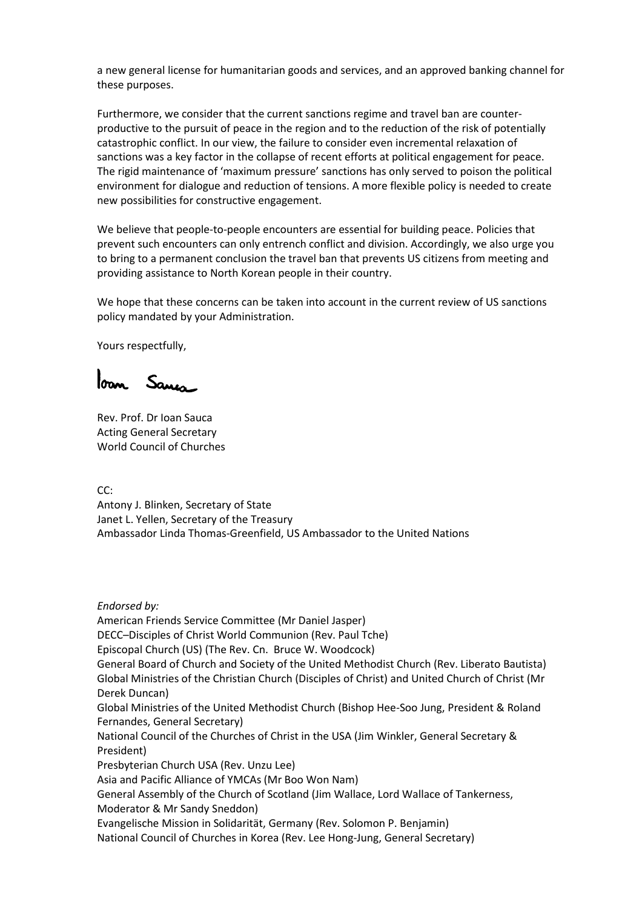a new general license for humanitarian goods and services, and an approved banking channel for these purposes.

Furthermore, we consider that the current sanctions regime and travel ban are counter-productive to the pursuit of peace in the region and to the reduction of the risk of potentially catastrophic conflict. In our view, the failure to consider even incremental relaxation of sanctions was a key factor in the collapse of recent efforts at political engagement for peace. The rigid maintenance of 'maximum pressure' sanctions has only served to poison the political environment for dialogue and reduction of tensions. A more flexible policy is needed to create new possibilities for constructive engagement.

We believe that people-to-people encounters are essential for building peace. Policies that prevent such encounters can only entrench conflict and division. Accordingly, we also urge you to bring to a permanent conclusion the travel ban that prevents US citizens from meeting and providing assistance to North Korean people in their country.

We hope that these concerns can be taken into account in the current review of US sanctions policy mandated by your Administration.

Yours respectfully,

Ioan Sauca

Rev. Prof. Dr Ioan Sauca
Acting General Secretary
World Council of Churches

CC:
Antony J. Blinken, Secretary of State
Janet L. Yellen, Secretary of the Treasury
Ambassador Linda Thomas-Greenfield, US Ambassador to the United Nations

*Endorsed by:*
American Friends Service Committee (Mr Daniel Jasper)
DECC–Disciples of Christ World Communion (Rev. Paul Tche)
Episcopal Church (US) (The Rev. Cn. Bruce W. Woodcock)
General Board of Church and Society of the United Methodist Church (Rev. Liberato Bautista)
Global Ministries of the Christian Church (Disciples of Christ) and United Church of Christ (Mr Derek Duncan)
Global Ministries of the United Methodist Church (Bishop Hee-Soo Jung, President & Roland Fernandes, General Secretary)
National Council of the Churches of Christ in the USA (Jim Winkler, General Secretary & President)
Presbyterian Church USA (Rev. Unzu Lee)
Asia and Pacific Alliance of YMCAs (Mr Boo Won Nam)
General Assembly of the Church of Scotland (Jim Wallace, Lord Wallace of Tankerness, Moderator & Mr Sandy Sneddon)
Evangelische Mission in Solidarität, Germany (Rev. Solomon P. Benjamin)
National Council of Churches in Korea (Rev. Lee Hong-Jung, General Secretary)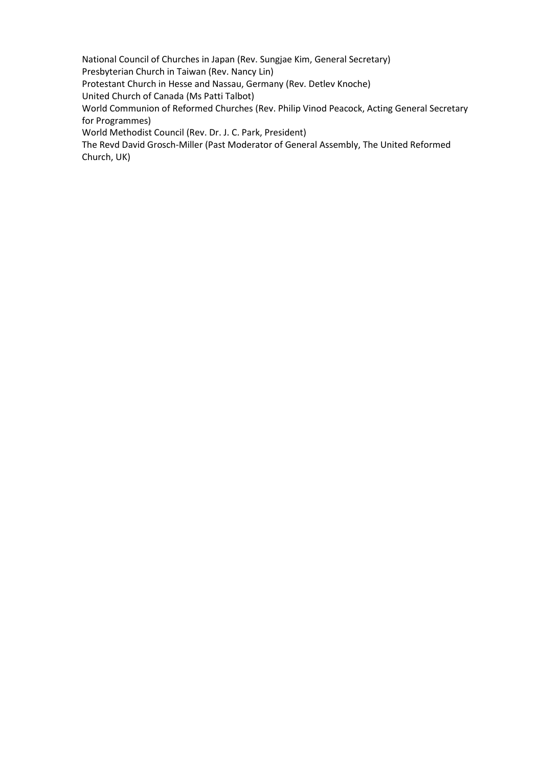National Council of Churches in Japan (Rev. Sungjae Kim, General Secretary)
Presbyterian Church in Taiwan (Rev. Nancy Lin)
Protestant Church in Hesse and Nassau, Germany (Rev. Detlev Knoche)
United Church of Canada (Ms Patti Talbot)
World Communion of Reformed Churches (Rev. Philip Vinod Peacock, Acting General Secretary for Programmes)
World Methodist Council (Rev. Dr. J. C. Park, President)
The Revd David Grosch-Miller (Past Moderator of General Assembly, The United Reformed Church, UK)